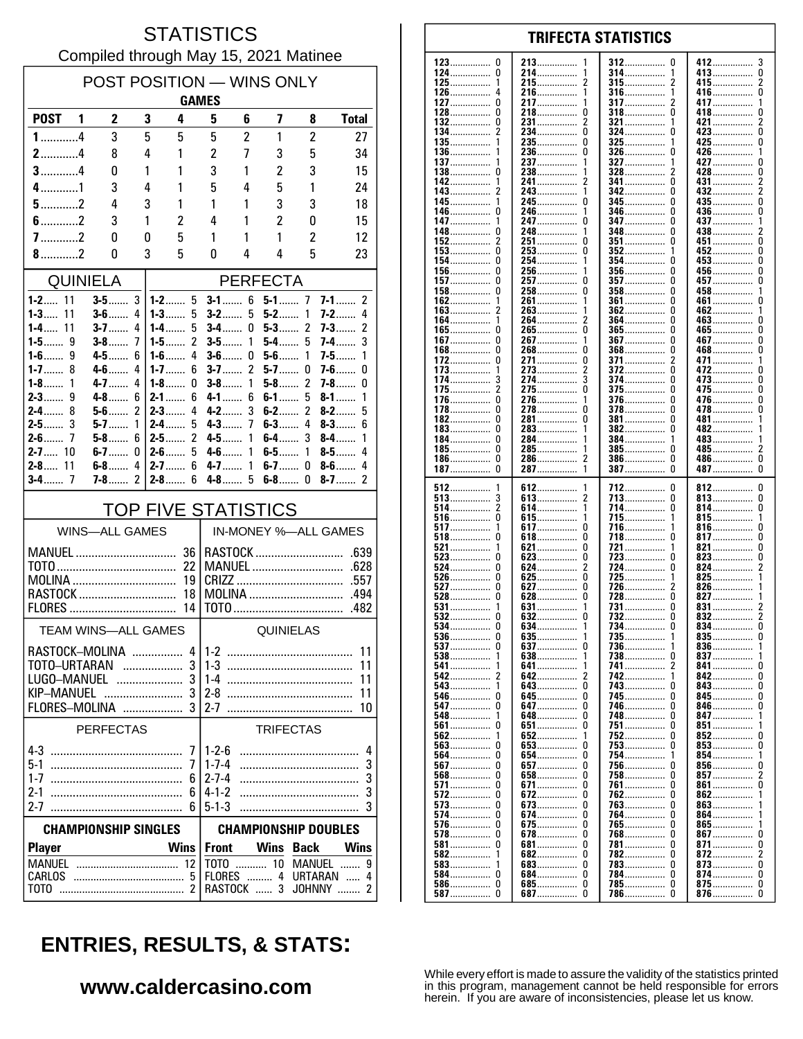# STATISTICS

Compiled through May 15, 2021 Matinee

## POST POSITION — WINS ONLY

| | GAMES | | | | | | | | |
|---|---|---|---|---|---|---|---|---|---|
| POST | 1 | 2 | 3 | 4 | 5 | 6 | 7 | 8 | Total |
| 1 | 4 | 3 | 5 | 5 | 5 | 2 | 1 | 2 | 27 |
| 2 | 4 | 8 | 4 | 1 | 2 | 7 | 3 | 5 | 34 |
| 3 | 4 | 0 | 1 | 1 | 3 | 1 | 2 | 3 | 15 |
| 4 | 1 | 3 | 4 | 1 | 5 | 4 | 5 | 1 | 24 |
| 5 | 2 | 4 | 3 | 1 | 1 | 1 | 3 | 3 | 18 |
| 6 | 2 | 3 | 1 | 2 | 4 | 1 | 2 | 0 | 15 |
| 7 | 2 | 0 | 0 | 5 | 1 | 1 | 1 | 2 | 12 |
| 8 | 2 | 0 | 3 | 5 | 0 | 4 | 4 | 5 | 23 |

## QUINIELA

| | | | |
|---|---|---|---|
| 1-2 | 11 | 3-5 | 3 |
| 1-3 | 11 | 3-6 | 4 |
| 1-4 | 11 | 3-7 | 4 |
| 1-5 | 9 | 3-8 | 7 |
| 1-6 | 9 | 4-5 | 6 |
| 1-7 | 8 | 4-6 | 4 |
| 1-8 | 1 | 4-7 | 4 |
| 2-3 | 9 | 4-8 | 6 |
| 2-4 | 8 | 5-6 | 2 |
| 2-5 | 3 | 5-7 | 1 |
| 2-6 | 7 | 5-8 | 6 |
| 2-7 | 10 | 6-7 | 0 |
| 2-8 | 11 | 6-8 | 4 |
| 3-4 | 7 | 7-8 | 2 |

## PERFECTA

| | | | | | | | |
|---|---|---|---|---|---|---|---|
| 1-2 | 5 | 3-1 | 6 | 5-1 | 7 | 7-1 | 2 |
| 1-3 | 5 | 3-2 | 5 | 5-2 | 1 | 7-2 | 4 |
| 1-4 | 5 | 3-4 | 0 | 5-3 | 2 | 7-3 | 2 |
| 1-5 | 2 | 3-5 | 1 | 5-4 | 5 | 7-4 | 3 |
| 1-6 | 4 | 3-6 | 0 | 5-6 | 1 | 7-5 | 1 |
| 1-7 | 6 | 3-7 | 2 | 5-7 | 0 | 7-6 | 0 |
| 1-8 | 0 | 3-8 | 1 | 5-8 | 2 | 7-8 | 0 |
| 2-1 | 6 | 4-1 | 6 | 6-1 | 5 | 8-1 | 1 |
| 2-3 | 4 | 4-2 | 3 | 6-2 | 2 | 8-2 | 5 |
| 2-4 | 5 | 4-3 | 7 | 6-3 | 4 | 8-3 | 6 |
| 2-5 | 2 | 4-5 | 1 | 6-4 | 3 | 8-4 | 1 |
| 2-6 | 5 | 4-6 | 1 | 6-5 | 1 | 8-5 | 4 |
| 2-7 | 6 | 4-7 | 1 | 6-7 | 0 | 8-6 | 4 |
| 2-8 | 6 | 4-8 | 5 | 6-8 | 0 | 8-7 | 2 |

## TOP FIVE STATISTICS

| WINS—ALL GAMES | | IN-MONEY %—ALL GAMES | |
|---|---|---|---|
| MANUEL | 36 | RASTOCK | .639 |
| TOTO | 22 | MANUEL | .628 |
| MOLINA | 19 | CRIZZ | .557 |
| RASTOCK | 18 | MOLINA | .494 |
| FLORES | 14 | TOTO | .482 |

| TEAM WINS—ALL GAMES | | QUINIELAS | |
|---|---|---|---|
| RASTOCK–MOLINA | 4 | 1-2 | 11 |
| TOTO–URTARAN | 3 | 1-3 | 11 |
| LUGO–MANUEL | 3 | 1-4 | 11 |
| KIP–MANUEL | 3 | 2-8 | 11 |
| FLORES–MOLINA | 3 | 2-7 | 10 |

| PERFECTAS | | TRIFECTAS | |
|---|---|---|---|
| 4-3 | 7 | 1-2-6 | 4 |
| 5-1 | 7 | 1-7-4 | 3 |
| 1-7 | 6 | 2-7-4 | 3 |
| 2-1 | 6 | 4-1-2 | 3 |
| 2-7 | 6 | 5-1-3 | 3 |

| CHAMPIONSHIP SINGLES | | CHAMPIONSHIP DOUBLES | | | |
|---|---|---|---|---|---|
| Player | Wins | Front | Wins | Back | Wins |
| MANUEL | 12 | TOTO | 10 | MANUEL | 9 |
| CARLOS | 5 | FLORES | 4 | URTARAN | 4 |
| TOTO | 2 | RASTOCK | 3 | JOHNNY | 2 |

## TRIFECTA STATISTICS

| | | | | | | | |
|---|---|---|---|---|---|---|---|
| 123 | 0 | 213 | 1 | 312 | 0 | 412 | 3 |
| 124 | 0 | 214 | 1 | 314 | 1 | 413 | 0 |
| 125 | 1 | 215 | 2 | 315 | 2 | 415 | 2 |
| 126 | 4 | 216 | 1 | 316 | 1 | 416 | 0 |
| 127 | 0 | 217 | 1 | 317 | 2 | 417 | 1 |
| 128 | 0 | 218 | 0 | 318 | 0 | 418 | 0 |
| 132 | 0 | 231 | 2 | 321 | 1 | 421 | 2 |
| 134 | 2 | 234 | 0 | 324 | 0 | 423 | 0 |
| 135 | 1 | 235 | 0 | 325 | 1 | 425 | 0 |
| 136 | 1 | 236 | 0 | 326 | 0 | 426 | 1 |
| 137 | 1 | 237 | 1 | 327 | 1 | 427 | 0 |
| 138 | 0 | 238 | 1 | 328 | 2 | 428 | 0 |
| 142 | 1 | 241 | 2 | 341 | 0 | 431 | 2 |
| 143 | 2 | 243 | 1 | 342 | 0 | 432 | 2 |
| 145 | 1 | 245 | 0 | 345 | 0 | 435 | 0 |
| 146 | 0 | 246 | 1 | 346 | 0 | 436 | 0 |
| 147 | 1 | 247 | 0 | 347 | 0 | 437 | 1 |
| 148 | 0 | 248 | 1 | 348 | 0 | 438 | 2 |
| 152 | 2 | 251 | 0 | 351 | 0 | 451 | 0 |
| 153 | 0 | 253 | 0 | 352 | 1 | 452 | 0 |
| 154 | 0 | 254 | 1 | 354 | 0 | 453 | 0 |
| 156 | 0 | 256 | 1 | 356 | 0 | 456 | 0 |
| 157 | 0 | 257 | 0 | 357 | 0 | 457 | 0 |
| 158 | 0 | 258 | 0 | 358 | 0 | 458 | 1 |
| 162 | 1 | 261 | 1 | 361 | 0 | 461 | 0 |
| 163 | 2 | 263 | 1 | 362 | 0 | 462 | 1 |
| 164 | 1 | 264 | 2 | 364 | 0 | 463 | 0 |
| 165 | 0 | 265 | 0 | 365 | 0 | 465 | 0 |
| 167 | 0 | 267 | 1 | 367 | 0 | 467 | 0 |
| 168 | 0 | 268 | 0 | 368 | 0 | 468 | 0 |
| 172 | 0 | 271 | 0 | 371 | 2 | 471 | 1 |
| 173 | 1 | 273 | 2 | 372 | 0 | 472 | 0 |
| 174 | 3 | 274 | 3 | 374 | 0 | 473 | 0 |
| 175 | 2 | 275 | 0 | 375 | 0 | 475 | 0 |
| 176 | 0 | 276 | 1 | 376 | 0 | 476 | 0 |
| 178 | 0 | 278 | 0 | 378 | 0 | 478 | 0 |
| 182 | 0 | 281 | 0 | 381 | 0 | 481 | 1 |
| 183 | 0 | 283 | 1 | 382 | 0 | 482 | 1 |
| 184 | 0 | 284 | 1 | 384 | 1 | 483 | 1 |
| 185 | 0 | 285 | 1 | 385 | 0 | 485 | 2 |
| 186 | 0 | 286 | 2 | 386 | 0 | 486 | 0 |
| 187 | 0 | 287 | 1 | 387 | 0 | 487 | 0 |
| 512 | 1 | 612 | 1 | 712 | 0 | 812 | 0 |
| 513 | 3 | 613 | 2 | 713 | 0 | 813 | 0 |
| 514 | 2 | 614 | 1 | 714 | 0 | 814 | 0 |
| 516 | 0 | 615 | 1 | 715 | 1 | 815 | 1 |
| 517 | 1 | 617 | 0 | 716 | 1 | 816 | 0 |
| 518 | 0 | 618 | 0 | 718 | 0 | 817 | 0 |
| 521 | 1 | 621 | 0 | 721 | 1 | 821 | 0 |
| 523 | 0 | 623 | 0 | 723 | 0 | 823 | 0 |
| 524 | 0 | 624 | 2 | 724 | 0 | 824 | 2 |
| 526 | 0 | 625 | 0 | 725 | 1 | 825 | 1 |
| 527 | 0 | 627 | 0 | 726 | 2 | 826 | 1 |
| 528 | 0 | 628 | 0 | 728 | 0 | 827 | 1 |
| 531 | 1 | 631 | 1 | 731 | 0 | 831 | 2 |
| 532 | 0 | 632 | 0 | 732 | 0 | 832 | 2 |
| 534 | 0 | 634 | 1 | 734 | 0 | 834 | 0 |
| 536 | 0 | 635 | 1 | 735 | 1 | 835 | 0 |
| 537 | 0 | 637 | 0 | 736 | 1 | 836 | 1 |
| 538 | 1 | 638 | 1 | 738 | 0 | 837 | 1 |
| 541 | 1 | 641 | 1 | 741 | 2 | 841 | 0 |
| 542 | 2 | 642 | 2 | 742 | 1 | 842 | 0 |
| 543 | 1 | 643 | 0 | 743 | 0 | 843 | 0 |
| 546 | 0 | 645 | 0 | 745 | 0 | 845 | 0 |
| 547 | 0 | 647 | 0 | 746 | 0 | 846 | 0 |
| 548 | 1 | 648 | 0 | 748 | 0 | 847 | 1 |
| 561 | 0 | 651 | 0 | 751 | 0 | 851 | 1 |
| 562 | 1 | 652 | 1 | 752 | 0 | 852 | 0 |
| 563 | 0 | 653 | 0 | 753 | 0 | 853 | 0 |
| 564 | 0 | 654 | 0 | 754 | 1 | 854 | 1 |
| 567 | 0 | 657 | 0 | 756 | 0 | 856 | 0 |
| 568 | 0 | 658 | 0 | 758 | 0 | 857 | 2 |
| 571 | 0 | 671 | 0 | 761 | 0 | 861 | 0 |
| 572 | 0 | 672 | 0 | 762 | 0 | 862 | 1 |
| 573 | 0 | 673 | 0 | 763 | 0 | 863 | 1 |
| 574 | 0 | 674 | 0 | 764 | 0 | 864 | 1 |
| 576 | 0 | 675 | 0 | 765 | 0 | 865 | 1 |
| 578 | 0 | 678 | 0 | 768 | 0 | 867 | 0 |
| 581 | 0 | 681 | 0 | 781 | 0 | 871 | 0 |
| 582 | 1 | 682 | 0 | 782 | 0 | 872 | 2 |
| 583 | 1 | 683 | 0 | 783 | 0 | 873 | 0 |
| 584 | 0 | 684 | 0 | 784 | 0 | 874 | 0 |
| 586 | 0 | 685 | 0 | 785 | 0 | 875 | 0 |
| 587 | 0 | 687 | 0 | 786 | 0 | 876 | 0 |

## ENTRIES, RESULTS, & STATS:

## www.caldercasino.com

While every effort is made to assure the validity of the statistics printed in this program, management cannot be held responsible for errors herein. If you are aware of inconsistencies, please let us know.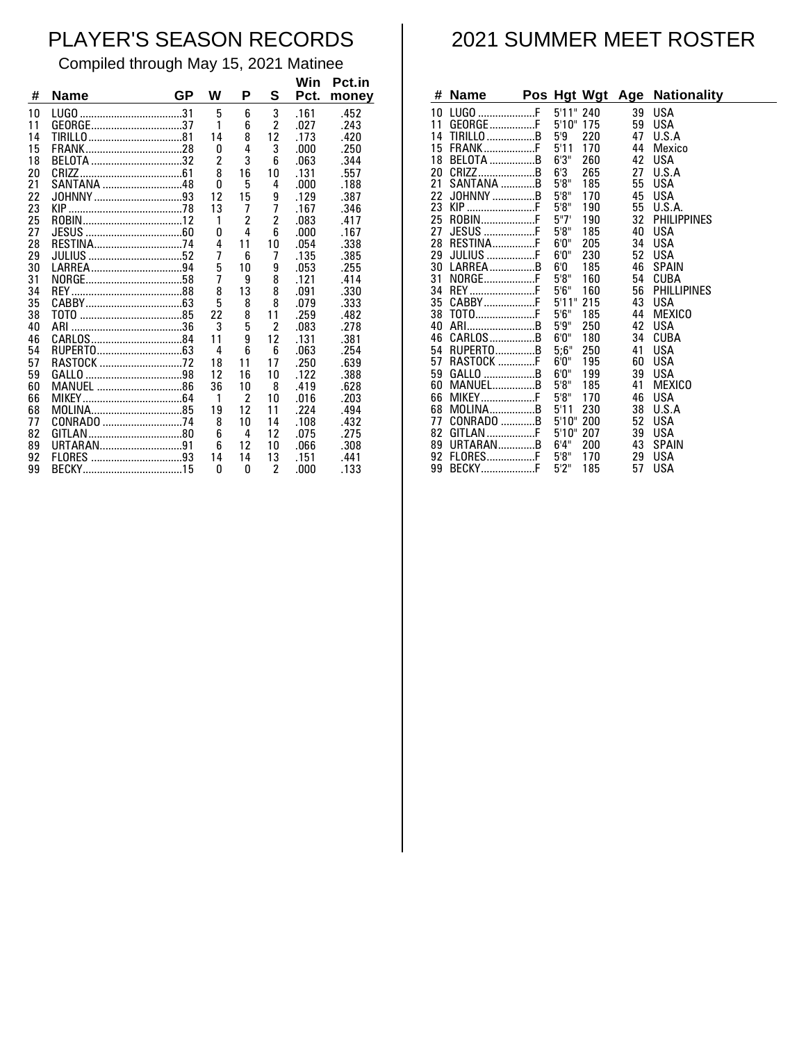# PLAYER'S SEASON RECORDS

Compiled through May 15, 2021 Matinee

| # | Name | GP | W | P | S | Win Pct. | Pct.in money |
|---|---|---|---|---|---|---|---|
| 10 | LUGO | 31 | 5 | 6 | 3 | .161 | .452 |
| 11 | GEORGE | 37 | 1 | 6 | 2 | .027 | .243 |
| 14 | TIRILLO | 81 | 14 | 8 | 12 | .173 | .420 |
| 15 | FRANK | 28 | 0 | 4 | 3 | .000 | .250 |
| 18 | BELOTA | 32 | 2 | 3 | 6 | .063 | .344 |
| 20 | CRIZZ | 61 | 8 | 16 | 10 | .131 | .557 |
| 21 | SANTANA | 48 | 0 | 5 | 4 | .000 | .188 |
| 22 | JOHNNY | 93 | 12 | 15 | 9 | .129 | .387 |
| 23 | KIP | 78 | 13 | 7 | 7 | .167 | .346 |
| 25 | ROBIN | 12 | 1 | 2 | 2 | .083 | .417 |
| 27 | JESUS | 60 | 0 | 4 | 6 | .000 | .167 |
| 28 | RESTINA | 74 | 4 | 11 | 10 | .054 | .338 |
| 29 | JULIUS | 52 | 7 | 6 | 7 | .135 | .385 |
| 30 | LARREA | 94 | 5 | 10 | 9 | .053 | .255 |
| 31 | NORGE | 58 | 7 | 9 | 8 | .121 | .414 |
| 34 | REY | 88 | 8 | 13 | 8 | .091 | .330 |
| 35 | CABBY | 63 | 5 | 8 | 8 | .079 | .333 |
| 38 | TOTO | 85 | 22 | 8 | 11 | .259 | .482 |
| 40 | ARI | 36 | 3 | 5 | 2 | .083 | .278 |
| 46 | CARLOS | 84 | 11 | 9 | 12 | .131 | .381 |
| 54 | RUPERTO | 63 | 4 | 6 | 6 | .063 | .254 |
| 57 | RASTOCK | 72 | 18 | 11 | 17 | .250 | .639 |
| 59 | GALLO | 98 | 12 | 16 | 10 | .122 | .388 |
| 60 | MANUEL | 86 | 36 | 10 | 8 | .419 | .628 |
| 66 | MIKEY | 64 | 1 | 2 | 10 | .016 | .203 |
| 68 | MOLINA | 85 | 19 | 12 | 11 | .224 | .494 |
| 77 | CONRADO | 74 | 8 | 10 | 14 | .108 | .432 |
| 82 | GITLAN | 80 | 6 | 4 | 12 | .075 | .275 |
| 89 | URTARAN | 91 | 6 | 12 | 10 | .066 | .308 |
| 92 | FLORES | 93 | 14 | 14 | 13 | .151 | .441 |
| 99 | BECKY | 15 | 0 | 0 | 2 | .000 | .133 |

# 2021 SUMMER MEET ROSTER

| # | Name | Pos | Hgt | Wgt | Age | Nationality |
|---|---|---|---|---|---|---|
| 10 | LUGO | F | 5'11" | 240 | 39 | USA |
| 11 | GEORGE | F | 5'10" | 175 | 59 | USA |
| 14 | TIRILLO | B | 5'9 | 220 | 47 | U.S.A |
| 15 | FRANK | F | 5'11 | 170 | 44 | Mexico |
| 18 | BELOTA | B | 6'3" | 260 | 42 | USA |
| 20 | CRIZZ | B | 6'3 | 265 | 27 | U.S.A |
| 21 | SANTANA | B | 5'8" | 185 | 55 | USA |
| 22 | JOHNNY | B | 5'8" | 170 | 45 | USA |
| 23 | KIP | F | 5'8" | 190 | 55 | U.S.A. |
| 25 | ROBIN | F | 5"7' | 190 | 32 | PHILIPPINES |
| 27 | JESUS | F | 5'8" | 185 | 40 | USA |
| 28 | RESTINA | F | 6'0" | 205 | 34 | USA |
| 29 | JULIUS | F | 6'0" | 230 | 52 | USA |
| 30 | LARREA | B | 6'0 | 185 | 46 | SPAIN |
| 31 | NORGE | F | 5'8" | 160 | 54 | CUBA |
| 34 | REY | F | 5'6" | 160 | 56 | PHILLIPINES |
| 35 | CABBY | F | 5'11" | 215 | 43 | USA |
| 38 | TOTO | F | 5'6" | 185 | 44 | MEXICO |
| 40 | ARI | B | 5'9" | 250 | 42 | USA |
| 46 | CARLOS | B | 6'0" | 180 | 34 | CUBA |
| 54 | RUPERTO | B | 5;6" | 250 | 41 | USA |
| 57 | RASTOCK | F | 6'0" | 195 | 60 | USA |
| 59 | GALLO | B | 6'0" | 199 | 39 | USA |
| 60 | MANUEL | B | 5'8" | 185 | 41 | MEXICO |
| 66 | MIKEY | F | 5'8" | 170 | 46 | USA |
| 68 | MOLINA | B | 5'11 | 230 | 38 | U.S.A |
| 77 | CONRADO | B | 5'10" | 200 | 52 | USA |
| 82 | GITLAN | F | 5'10" | 207 | 39 | USA |
| 89 | URTARAN | B | 6'4" | 200 | 43 | SPAIN |
| 92 | FLORES | F | 5'8" | 170 | 29 | USA |
| 99 | BECKY | F | 5'2" | 185 | 57 | USA |